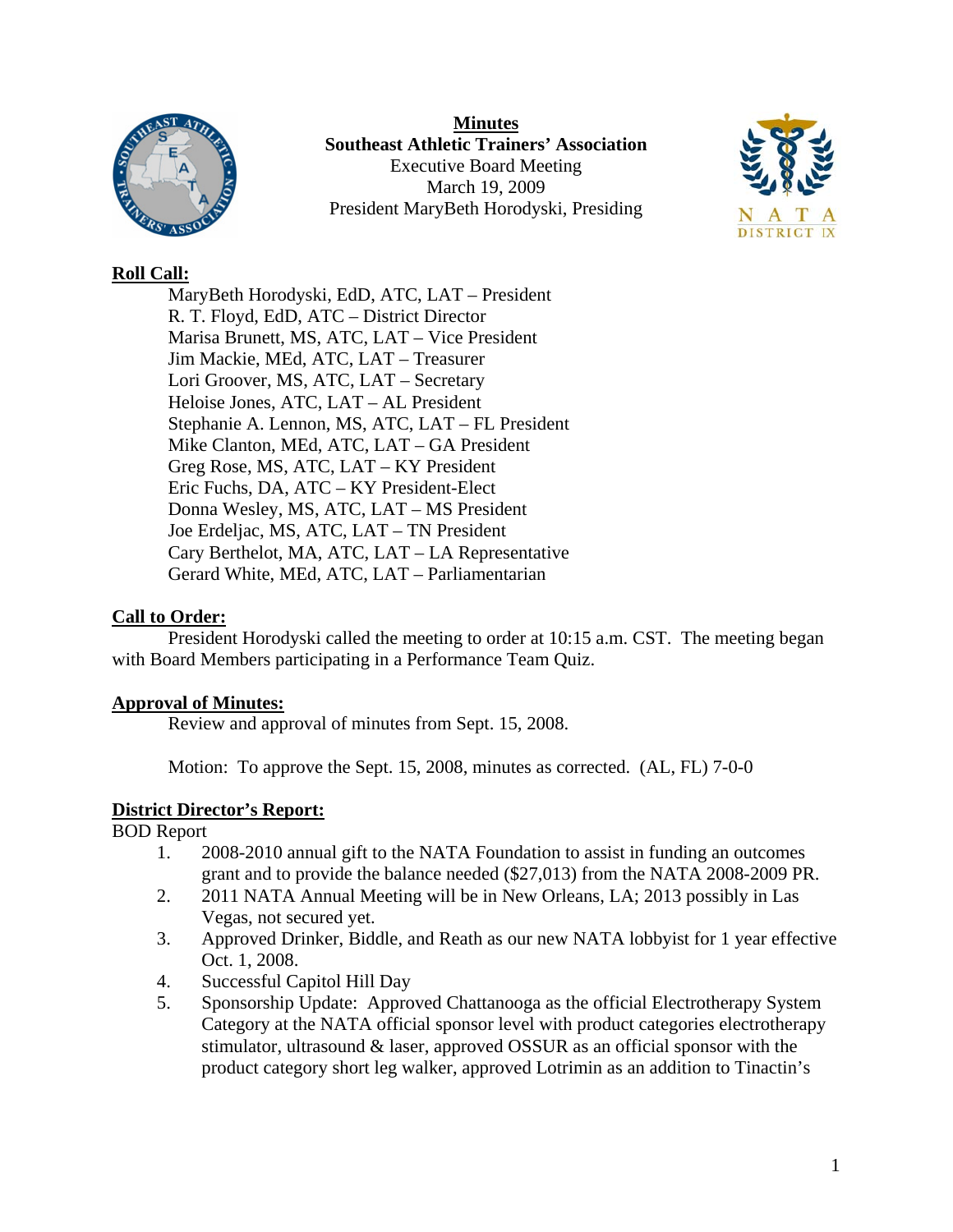**Minutes**
**Southeast Athletic Trainers' Association**
Executive Board Meeting
March 19, 2009
President MaryBeth Horodyski, Presiding

## Roll Call:

MaryBeth Horodyski, EdD, ATC, LAT – President
R. T. Floyd, EdD, ATC – District Director
Marisa Brunett, MS, ATC, LAT – Vice President
Jim Mackie, MEd, ATC, LAT – Treasurer
Lori Groover, MS, ATC, LAT – Secretary
Heloise Jones, ATC, LAT – AL President
Stephanie A. Lennon, MS, ATC, LAT – FL President
Mike Clanton, MEd, ATC, LAT – GA President
Greg Rose, MS, ATC, LAT – KY President
Eric Fuchs, DA, ATC – KY President-Elect
Donna Wesley, MS, ATC, LAT – MS President
Joe Erdeljac, MS, ATC, LAT – TN President
Cary Berthelot, MA, ATC, LAT – LA Representative
Gerard White, MEd, ATC, LAT – Parliamentarian

## Call to Order:

President Horodyski called the meeting to order at 10:15 a.m. CST. The meeting began with Board Members participating in a Performance Team Quiz.

## Approval of Minutes:

Review and approval of minutes from Sept. 15, 2008.

Motion: To approve the Sept. 15, 2008, minutes as corrected. (AL, FL) 7-0-0

## District Director's Report:

BOD Report

1. 2008-2010 annual gift to the NATA Foundation to assist in funding an outcomes grant and to provide the balance needed ($27,013) from the NATA 2008-2009 PR.
2. 2011 NATA Annual Meeting will be in New Orleans, LA; 2013 possibly in Las Vegas, not secured yet.
3. Approved Drinker, Biddle, and Reath as our new NATA lobbyist for 1 year effective Oct. 1, 2008.
4. Successful Capitol Hill Day
5. Sponsorship Update: Approved Chattanooga as the official Electrotherapy System Category at the NATA official sponsor level with product categories electrotherapy stimulator, ultrasound & laser, approved OSSUR as an official sponsor with the product category short leg walker, approved Lotrimin as an addition to Tinactin's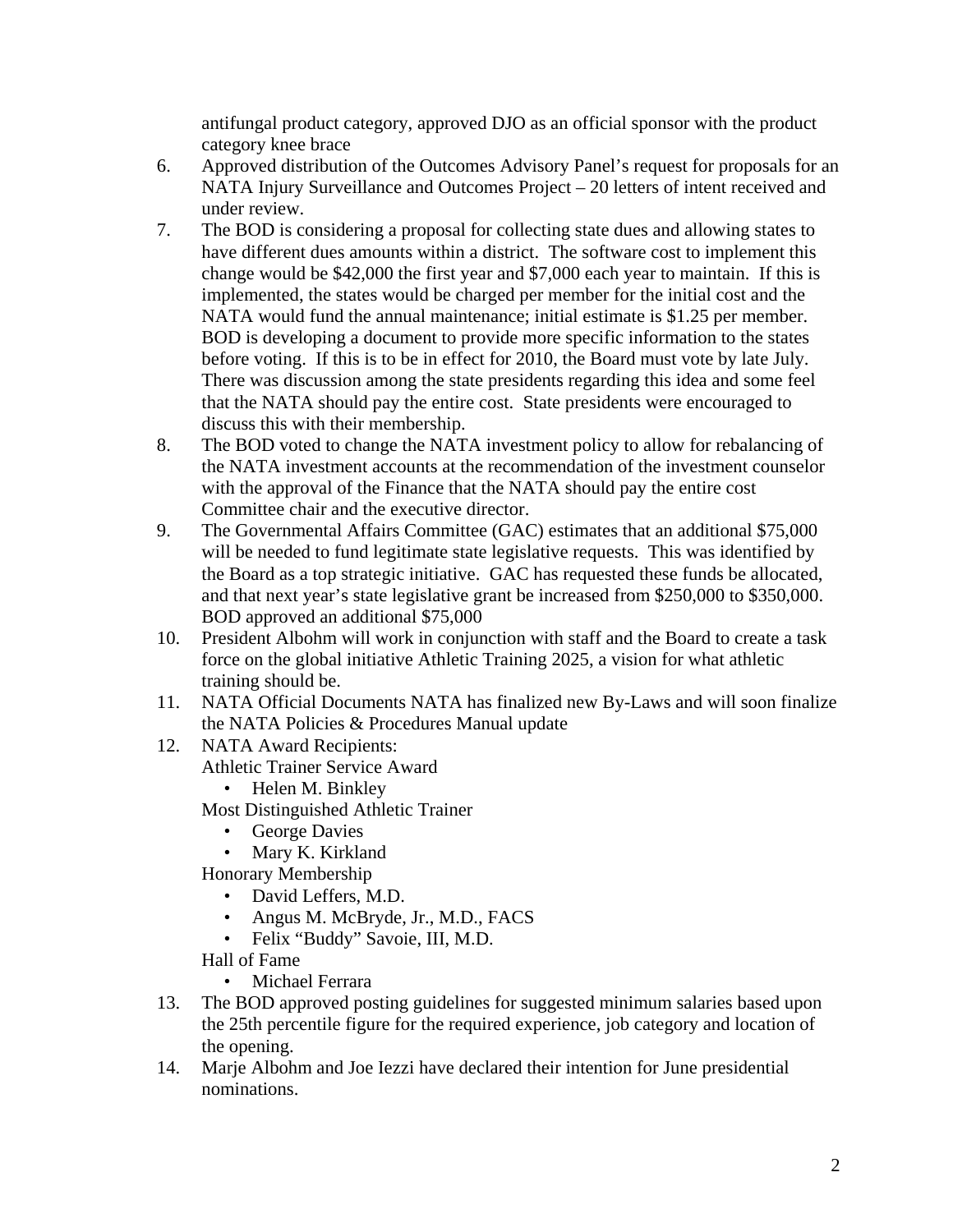antifungal product category, approved DJO as an official sponsor with the product category knee brace

6. Approved distribution of the Outcomes Advisory Panel's request for proposals for an NATA Injury Surveillance and Outcomes Project – 20 letters of intent received and under review.
7. The BOD is considering a proposal for collecting state dues and allowing states to have different dues amounts within a district. The software cost to implement this change would be $42,000 the first year and $7,000 each year to maintain. If this is implemented, the states would be charged per member for the initial cost and the NATA would fund the annual maintenance; initial estimate is $1.25 per member. BOD is developing a document to provide more specific information to the states before voting. If this is to be in effect for 2010, the Board must vote by late July. There was discussion among the state presidents regarding this idea and some feel that the NATA should pay the entire cost. State presidents were encouraged to discuss this with their membership.
8. The BOD voted to change the NATA investment policy to allow for rebalancing of the NATA investment accounts at the recommendation of the investment counselor with the approval of the Finance that the NATA should pay the entire cost Committee chair and the executive director.
9. The Governmental Affairs Committee (GAC) estimates that an additional $75,000 will be needed to fund legitimate state legislative requests. This was identified by the Board as a top strategic initiative. GAC has requested these funds be allocated, and that next year's state legislative grant be increased from $250,000 to $350,000. BOD approved an additional $75,000
10. President Albohm will work in conjunction with staff and the Board to create a task force on the global initiative Athletic Training 2025, a vision for what athletic training should be.
11. NATA Official Documents NATA has finalized new By-Laws and will soon finalize the NATA Policies & Procedures Manual update
12. NATA Award Recipients:
    Athletic Trainer Service Award
    - Helen M. Binkley

    Most Distinguished Athletic Trainer
    - George Davies
    - Mary K. Kirkland

    Honorary Membership
    - David Leffers, M.D.
    - Angus M. McBryde, Jr., M.D., FACS
    - Felix "Buddy" Savoie, III, M.D.

    Hall of Fame
    - Michael Ferrara
13. The BOD approved posting guidelines for suggested minimum salaries based upon the 25th percentile figure for the required experience, job category and location of the opening.
14. Marje Albohm and Joe Iezzi have declared their intention for June presidential nominations.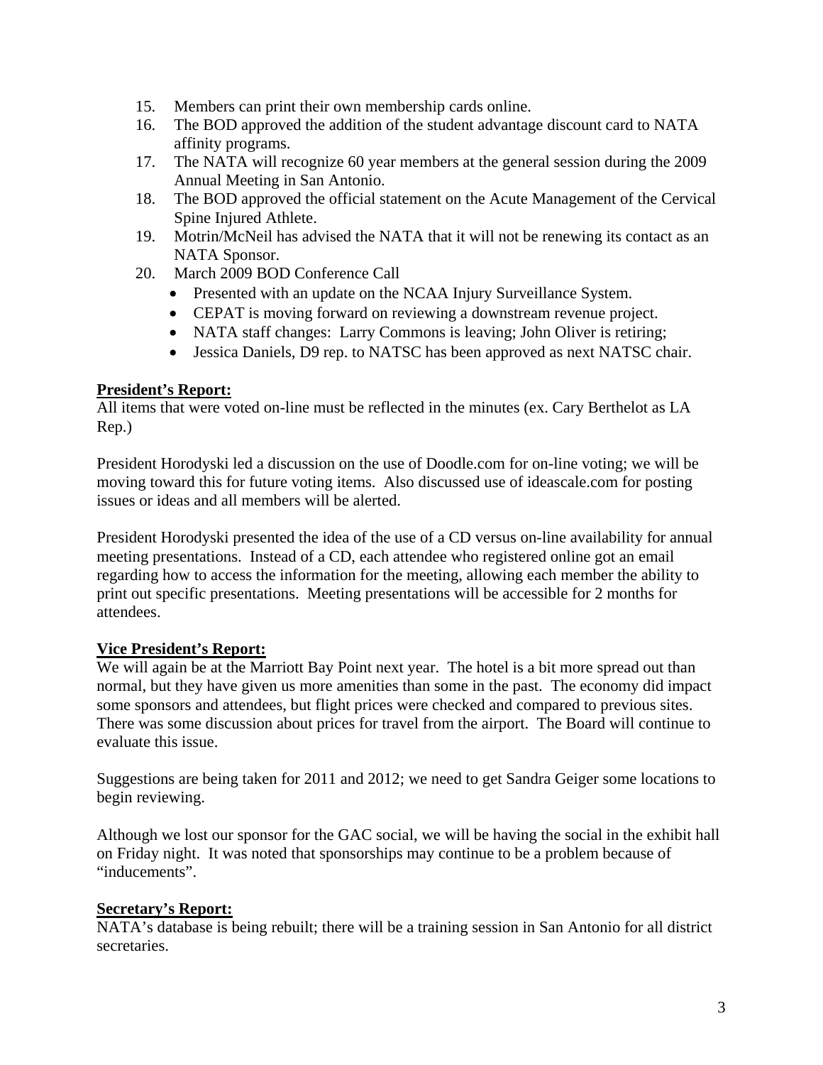15. Members can print their own membership cards online.
16. The BOD approved the addition of the student advantage discount card to NATA affinity programs.
17. The NATA will recognize 60 year members at the general session during the 2009 Annual Meeting in San Antonio.
18. The BOD approved the official statement on the Acute Management of the Cervical Spine Injured Athlete.
19. Motrin/McNeil has advised the NATA that it will not be renewing its contact as an NATA Sponsor.
20. March 2009 BOD Conference Call
    - Presented with an update on the NCAA Injury Surveillance System.
    - CEPAT is moving forward on reviewing a downstream revenue project.
    - NATA staff changes: Larry Commons is leaving; John Oliver is retiring;
    - Jessica Daniels, D9 rep. to NATSC has been approved as next NATSC chair.

**President's Report:**

All items that were voted on-line must be reflected in the minutes (ex. Cary Berthelot as LA Rep.)

President Horodyski led a discussion on the use of Doodle.com for on-line voting; we will be moving toward this for future voting items. Also discussed use of ideascale.com for posting issues or ideas and all members will be alerted.

President Horodyski presented the idea of the use of a CD versus on-line availability for annual meeting presentations. Instead of a CD, each attendee who registered online got an email regarding how to access the information for the meeting, allowing each member the ability to print out specific presentations. Meeting presentations will be accessible for 2 months for attendees.

**Vice President's Report:**

We will again be at the Marriott Bay Point next year. The hotel is a bit more spread out than normal, but they have given us more amenities than some in the past. The economy did impact some sponsors and attendees, but flight prices were checked and compared to previous sites. There was some discussion about prices for travel from the airport. The Board will continue to evaluate this issue.

Suggestions are being taken for 2011 and 2012; we need to get Sandra Geiger some locations to begin reviewing.

Although we lost our sponsor for the GAC social, we will be having the social in the exhibit hall on Friday night. It was noted that sponsorships may continue to be a problem because of "inducements".

**Secretary's Report:**

NATA's database is being rebuilt; there will be a training session in San Antonio for all district secretaries.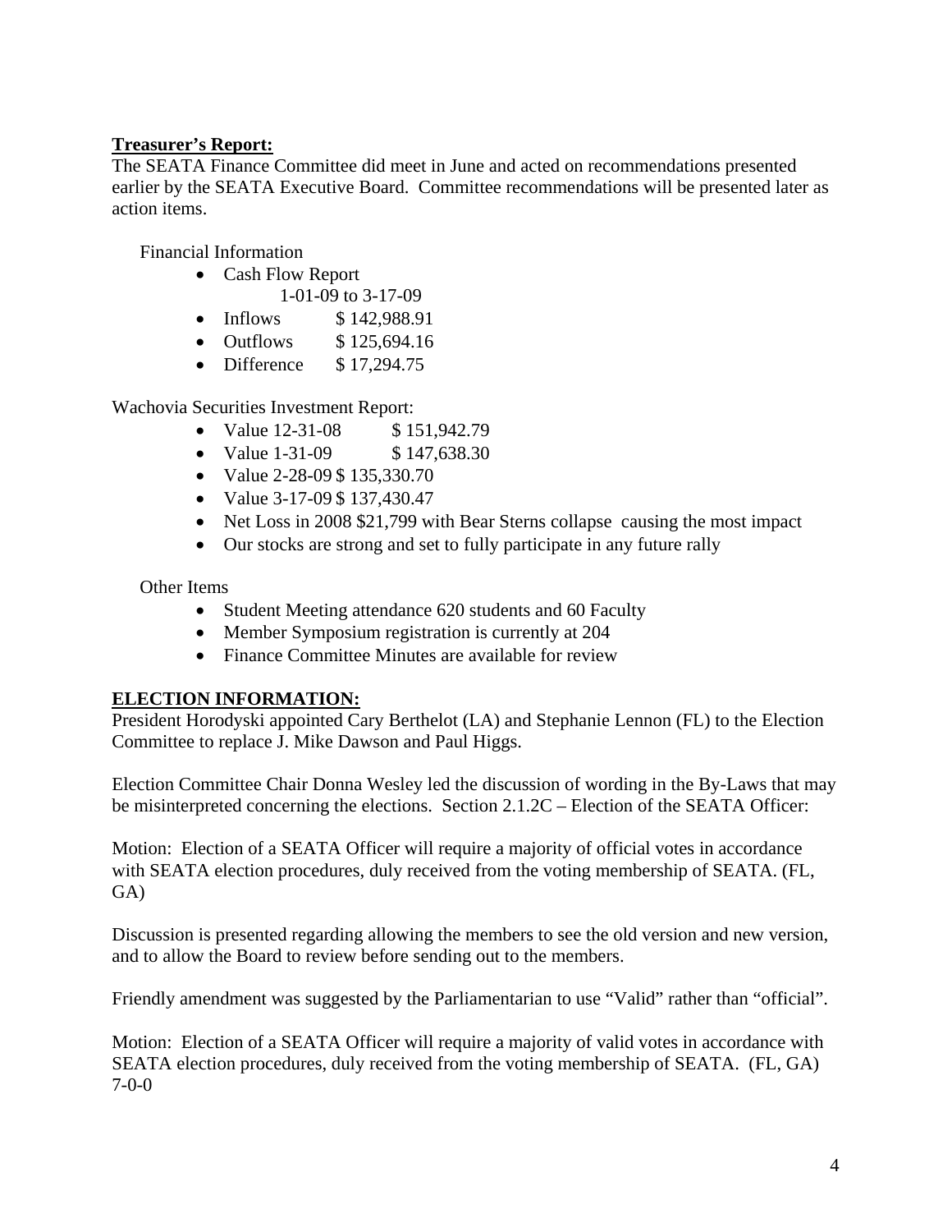**Treasurer's Report:**

The SEATA Finance Committee did meet in June and acted on recommendations presented earlier by the SEATA Executive Board. Committee recommendations will be presented later as action items.

Financial Information

- Cash Flow Report
  1-01-09 to 3-17-09
- Inflows $ 142,988.91
- Outflows $ 125,694.16
- Difference $ 17,294.75

Wachovia Securities Investment Report:

- Value 12-31-08 $ 151,942.79
- Value 1-31-09 $ 147,638.30
- Value 2-28-09 $ 135,330.70
- Value 3-17-09 $ 137,430.47
- Net Loss in 2008 $21,799 with Bear Sterns collapse causing the most impact
- Our stocks are strong and set to fully participate in any future rally

Other Items

- Student Meeting attendance 620 students and 60 Faculty
- Member Symposium registration is currently at 204
- Finance Committee Minutes are available for review

**ELECTION INFORMATION:**

President Horodyski appointed Cary Berthelot (LA) and Stephanie Lennon (FL) to the Election Committee to replace J. Mike Dawson and Paul Higgs.

Election Committee Chair Donna Wesley led the discussion of wording in the By-Laws that may be misinterpreted concerning the elections. Section 2.1.2C – Election of the SEATA Officer:

Motion: Election of a SEATA Officer will require a majority of official votes in accordance with SEATA election procedures, duly received from the voting membership of SEATA. (FL, GA)

Discussion is presented regarding allowing the members to see the old version and new version, and to allow the Board to review before sending out to the members.

Friendly amendment was suggested by the Parliamentarian to use "Valid" rather than "official".

Motion: Election of a SEATA Officer will require a majority of valid votes in accordance with SEATA election procedures, duly received from the voting membership of SEATA. (FL, GA) 7-0-0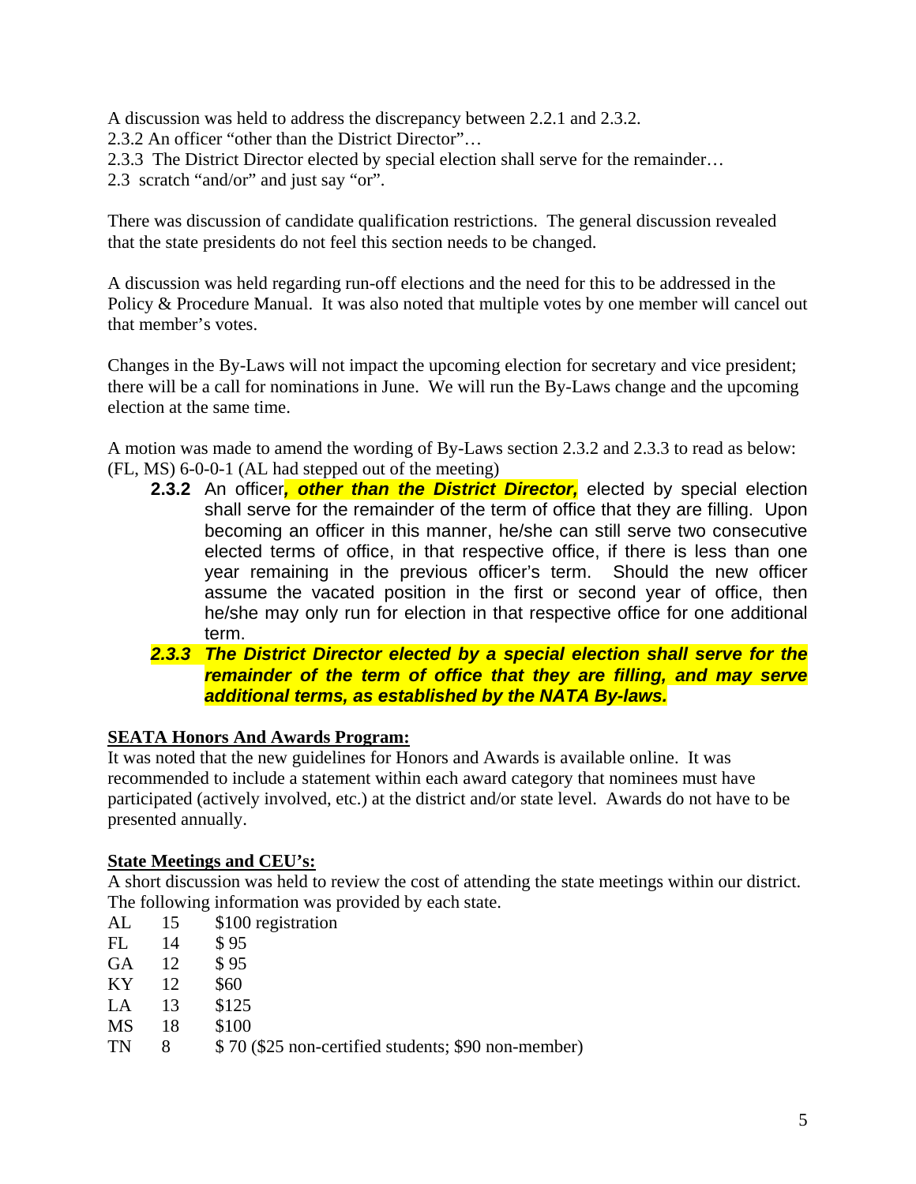A discussion was held to address the discrepancy between 2.2.1 and 2.3.2.
2.3.2 An officer "other than the District Director"…
2.3.3 The District Director elected by special election shall serve for the remainder…
2.3 scratch "and/or" and just say "or".

There was discussion of candidate qualification restrictions. The general discussion revealed that the state presidents do not feel this section needs to be changed.

A discussion was held regarding run-off elections and the need for this to be addressed in the Policy & Procedure Manual. It was also noted that multiple votes by one member will cancel out that member's votes.

Changes in the By-Laws will not impact the upcoming election for secretary and vice president; there will be a call for nominations in June. We will run the By-Laws change and the upcoming election at the same time.

A motion was made to amend the wording of By-Laws section 2.3.2 and 2.3.3 to read as below: (FL, MS) 6-0-0-1 (AL had stepped out of the meeting)

> **2.3.2** An officer***, other than the District Director,*** elected by special election shall serve for the remainder of the term of office that they are filling. Upon becoming an officer in this manner, he/she can still serve two consecutive elected terms of office, in that respective office, if there is less than one year remaining in the previous officer's term. Should the new officer assume the vacated position in the first or second year of office, then he/she may only run for election in that respective office for one additional term.
>
> ***2.3.3 The District Director elected by a special election shall serve for the remainder of the term of office that they are filling, and may serve additional terms, as established by the NATA By-laws.***

**SEATA Honors And Awards Program:**

It was noted that the new guidelines for Honors and Awards is available online. It was recommended to include a statement within each award category that nominees must have participated (actively involved, etc.) at the district and/or state level. Awards do not have to be presented annually.

**State Meetings and CEU's:**

A short discussion was held to review the cost of attending the state meetings within our district. The following information was provided by each state.

| | | |
|---|---|---|
| AL | 15 | $100 registration |
| FL | 14 | $ 95 |
| GA | 12 | $ 95 |
| KY | 12 | $60 |
| LA | 13 | $125 |
| MS | 18 | $100 |
| TN | 8 | $ 70 ($25 non-certified students; $90 non-member) |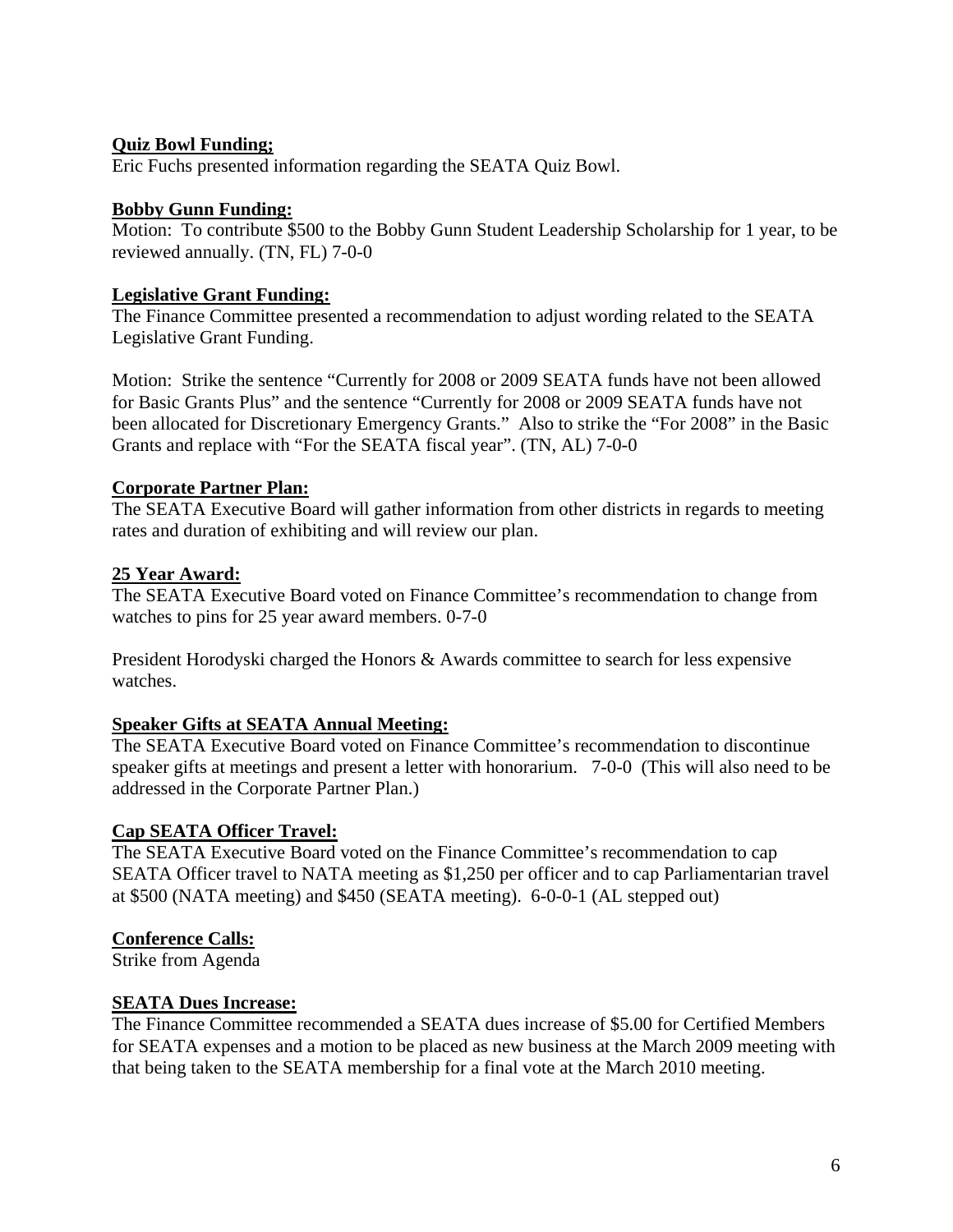**Quiz Bowl Funding;**

Eric Fuchs presented information regarding the SEATA Quiz Bowl.

**Bobby Gunn Funding:**

Motion: To contribute $500 to the Bobby Gunn Student Leadership Scholarship for 1 year, to be reviewed annually. (TN, FL) 7-0-0

**Legislative Grant Funding:**

The Finance Committee presented a recommendation to adjust wording related to the SEATA Legislative Grant Funding.

Motion: Strike the sentence "Currently for 2008 or 2009 SEATA funds have not been allowed for Basic Grants Plus" and the sentence "Currently for 2008 or 2009 SEATA funds have not been allocated for Discretionary Emergency Grants." Also to strike the "For 2008" in the Basic Grants and replace with "For the SEATA fiscal year". (TN, AL) 7-0-0

**Corporate Partner Plan:**

The SEATA Executive Board will gather information from other districts in regards to meeting rates and duration of exhibiting and will review our plan.

**25 Year Award:**

The SEATA Executive Board voted on Finance Committee's recommendation to change from watches to pins for 25 year award members. 0-7-0

President Horodyski charged the Honors & Awards committee to search for less expensive watches.

**Speaker Gifts at SEATA Annual Meeting:**

The SEATA Executive Board voted on Finance Committee's recommendation to discontinue speaker gifts at meetings and present a letter with honorarium. 7-0-0 (This will also need to be addressed in the Corporate Partner Plan.)

**Cap SEATA Officer Travel:**

The SEATA Executive Board voted on the Finance Committee's recommendation to cap SEATA Officer travel to NATA meeting as $1,250 per officer and to cap Parliamentarian travel at $500 (NATA meeting) and $450 (SEATA meeting). 6-0-0-1 (AL stepped out)

**Conference Calls:**

Strike from Agenda

**SEATA Dues Increase:**

The Finance Committee recommended a SEATA dues increase of $5.00 for Certified Members for SEATA expenses and a motion to be placed as new business at the March 2009 meeting with that being taken to the SEATA membership for a final vote at the March 2010 meeting.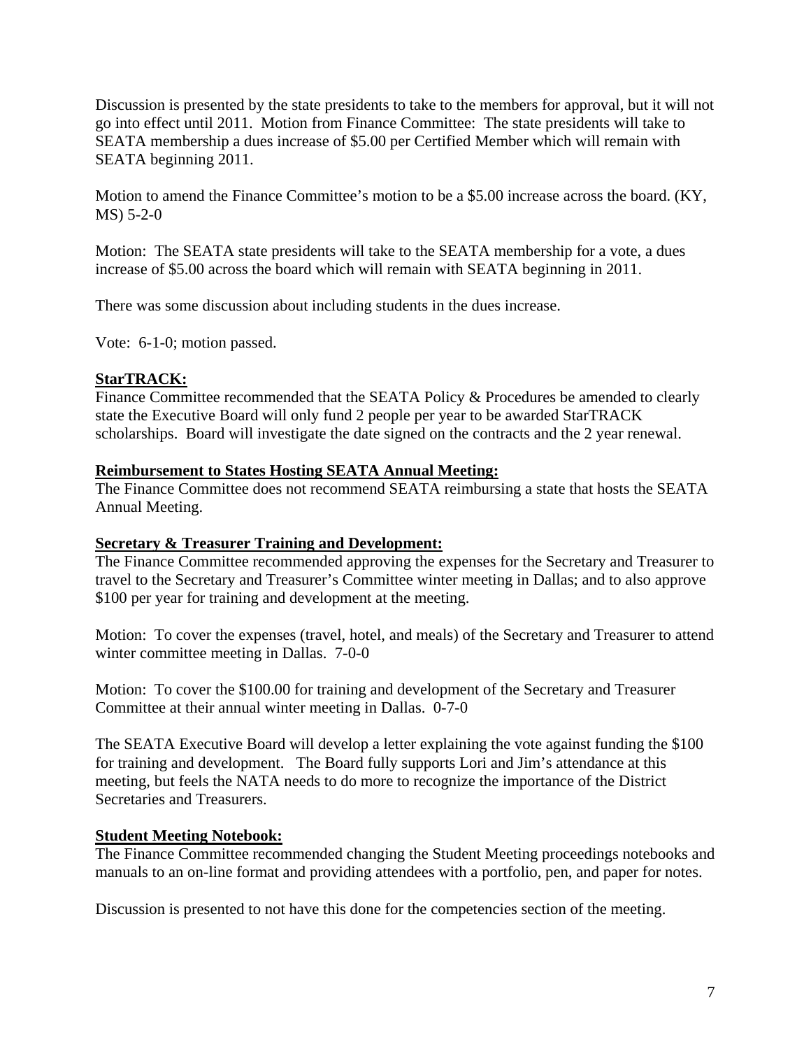Discussion is presented by the state presidents to take to the members for approval, but it will not go into effect until 2011. Motion from Finance Committee: The state presidents will take to SEATA membership a dues increase of $5.00 per Certified Member which will remain with SEATA beginning 2011.

Motion to amend the Finance Committee's motion to be a $5.00 increase across the board. (KY, MS) 5-2-0

Motion: The SEATA state presidents will take to the SEATA membership for a vote, a dues increase of $5.00 across the board which will remain with SEATA beginning in 2011.

There was some discussion about including students in the dues increase.

Vote: 6-1-0; motion passed.

**StarTRACK:**

Finance Committee recommended that the SEATA Policy & Procedures be amended to clearly state the Executive Board will only fund 2 people per year to be awarded StarTRACK scholarships. Board will investigate the date signed on the contracts and the 2 year renewal.

**Reimbursement to States Hosting SEATA Annual Meeting:**

The Finance Committee does not recommend SEATA reimbursing a state that hosts the SEATA Annual Meeting.

**Secretary & Treasurer Training and Development:**

The Finance Committee recommended approving the expenses for the Secretary and Treasurer to travel to the Secretary and Treasurer's Committee winter meeting in Dallas; and to also approve $100 per year for training and development at the meeting.

Motion: To cover the expenses (travel, hotel, and meals) of the Secretary and Treasurer to attend winter committee meeting in Dallas. 7-0-0

Motion: To cover the $100.00 for training and development of the Secretary and Treasurer Committee at their annual winter meeting in Dallas. 0-7-0

The SEATA Executive Board will develop a letter explaining the vote against funding the $100 for training and development. The Board fully supports Lori and Jim's attendance at this meeting, but feels the NATA needs to do more to recognize the importance of the District Secretaries and Treasurers.

**Student Meeting Notebook:**

The Finance Committee recommended changing the Student Meeting proceedings notebooks and manuals to an on-line format and providing attendees with a portfolio, pen, and paper for notes.

Discussion is presented to not have this done for the competencies section of the meeting.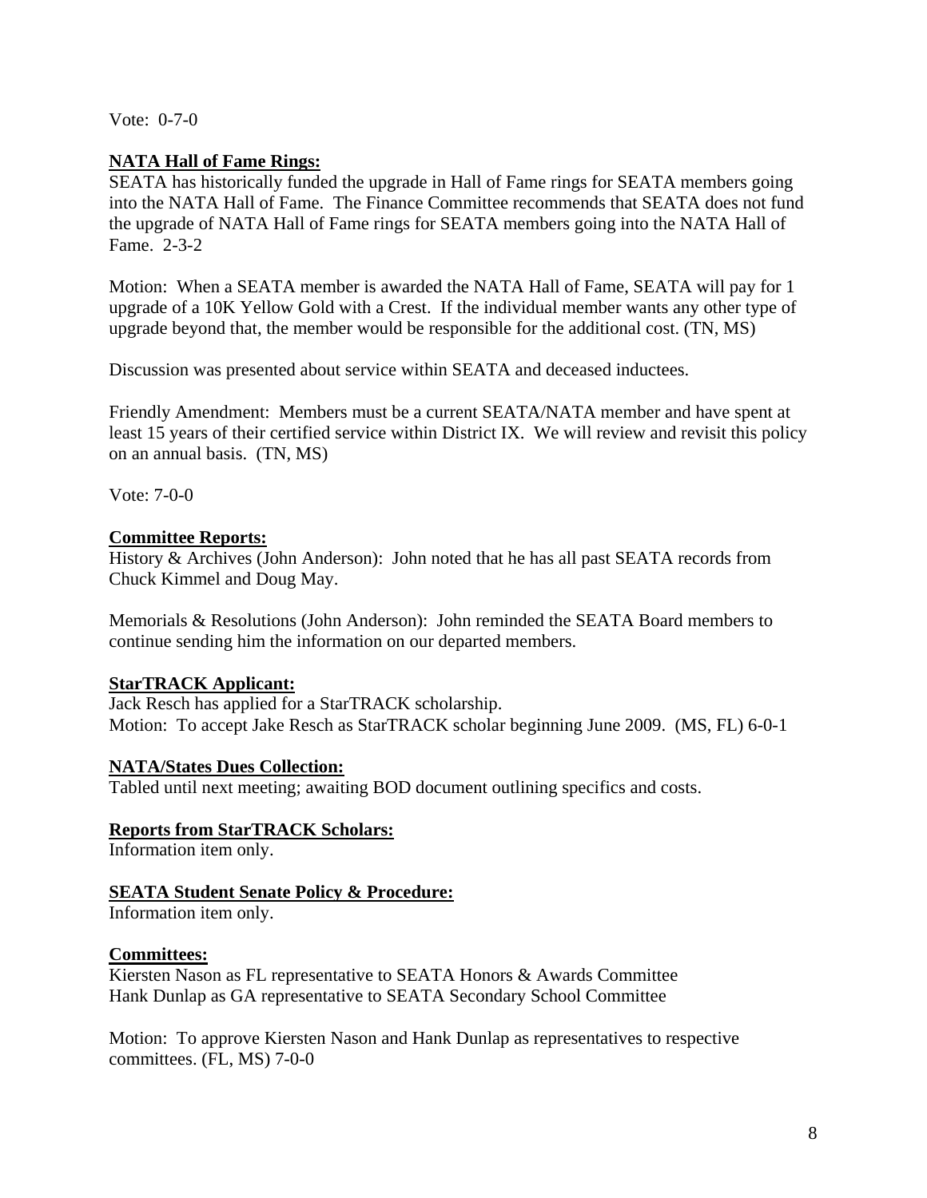Vote: 0-7-0

**NATA Hall of Fame Rings:**

SEATA has historically funded the upgrade in Hall of Fame rings for SEATA members going into the NATA Hall of Fame. The Finance Committee recommends that SEATA does not fund the upgrade of NATA Hall of Fame rings for SEATA members going into the NATA Hall of Fame. 2-3-2

Motion: When a SEATA member is awarded the NATA Hall of Fame, SEATA will pay for 1 upgrade of a 10K Yellow Gold with a Crest. If the individual member wants any other type of upgrade beyond that, the member would be responsible for the additional cost. (TN, MS)

Discussion was presented about service within SEATA and deceased inductees.

Friendly Amendment: Members must be a current SEATA/NATA member and have spent at least 15 years of their certified service within District IX. We will review and revisit this policy on an annual basis. (TN, MS)

Vote: 7-0-0

**Committee Reports:**

History & Archives (John Anderson): John noted that he has all past SEATA records from Chuck Kimmel and Doug May.

Memorials & Resolutions (John Anderson): John reminded the SEATA Board members to continue sending him the information on our departed members.

**StarTRACK Applicant:**

Jack Resch has applied for a StarTRACK scholarship.
Motion: To accept Jake Resch as StarTRACK scholar beginning June 2009. (MS, FL) 6-0-1

**NATA/States Dues Collection:**

Tabled until next meeting; awaiting BOD document outlining specifics and costs.

**Reports from StarTRACK Scholars:**

Information item only.

**SEATA Student Senate Policy & Procedure:**

Information item only.

**Committees:**

Kiersten Nason as FL representative to SEATA Honors & Awards Committee
Hank Dunlap as GA representative to SEATA Secondary School Committee

Motion: To approve Kiersten Nason and Hank Dunlap as representatives to respective committees. (FL, MS) 7-0-0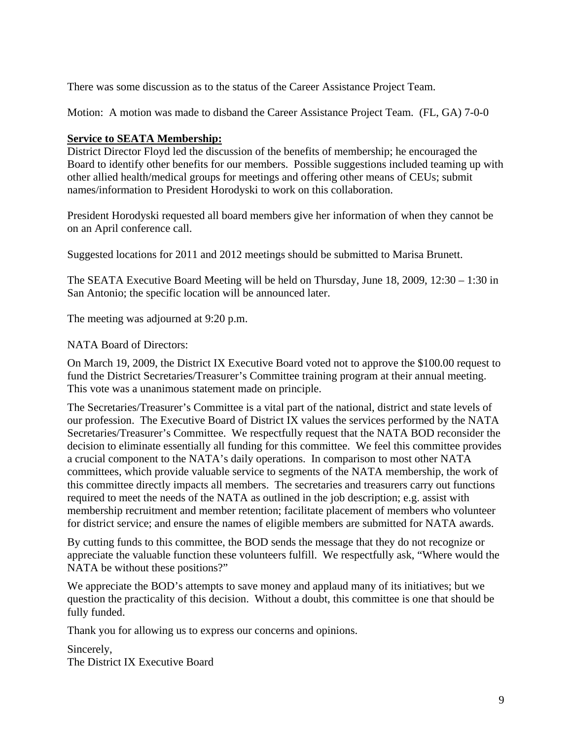There was some discussion as to the status of the Career Assistance Project Team.

Motion: A motion was made to disband the Career Assistance Project Team. (FL, GA) 7-0-0

**Service to SEATA Membership:**

District Director Floyd led the discussion of the benefits of membership; he encouraged the Board to identify other benefits for our members. Possible suggestions included teaming up with other allied health/medical groups for meetings and offering other means of CEUs; submit names/information to President Horodyski to work on this collaboration.

President Horodyski requested all board members give her information of when they cannot be on an April conference call.

Suggested locations for 2011 and 2012 meetings should be submitted to Marisa Brunett.

The SEATA Executive Board Meeting will be held on Thursday, June 18, 2009, 12:30 – 1:30 in San Antonio; the specific location will be announced later.

The meeting was adjourned at 9:20 p.m.

NATA Board of Directors:

On March 19, 2009, the District IX Executive Board voted not to approve the $100.00 request to fund the District Secretaries/Treasurer's Committee training program at their annual meeting. This vote was a unanimous statement made on principle.

The Secretaries/Treasurer's Committee is a vital part of the national, district and state levels of our profession. The Executive Board of District IX values the services performed by the NATA Secretaries/Treasurer's Committee. We respectfully request that the NATA BOD reconsider the decision to eliminate essentially all funding for this committee. We feel this committee provides a crucial component to the NATA's daily operations. In comparison to most other NATA committees, which provide valuable service to segments of the NATA membership, the work of this committee directly impacts all members. The secretaries and treasurers carry out functions required to meet the needs of the NATA as outlined in the job description; e.g. assist with membership recruitment and member retention; facilitate placement of members who volunteer for district service; and ensure the names of eligible members are submitted for NATA awards.

By cutting funds to this committee, the BOD sends the message that they do not recognize or appreciate the valuable function these volunteers fulfill. We respectfully ask, "Where would the NATA be without these positions?"

We appreciate the BOD's attempts to save money and applaud many of its initiatives; but we question the practicality of this decision. Without a doubt, this committee is one that should be fully funded.

Thank you for allowing us to express our concerns and opinions.

Sincerely,
The District IX Executive Board